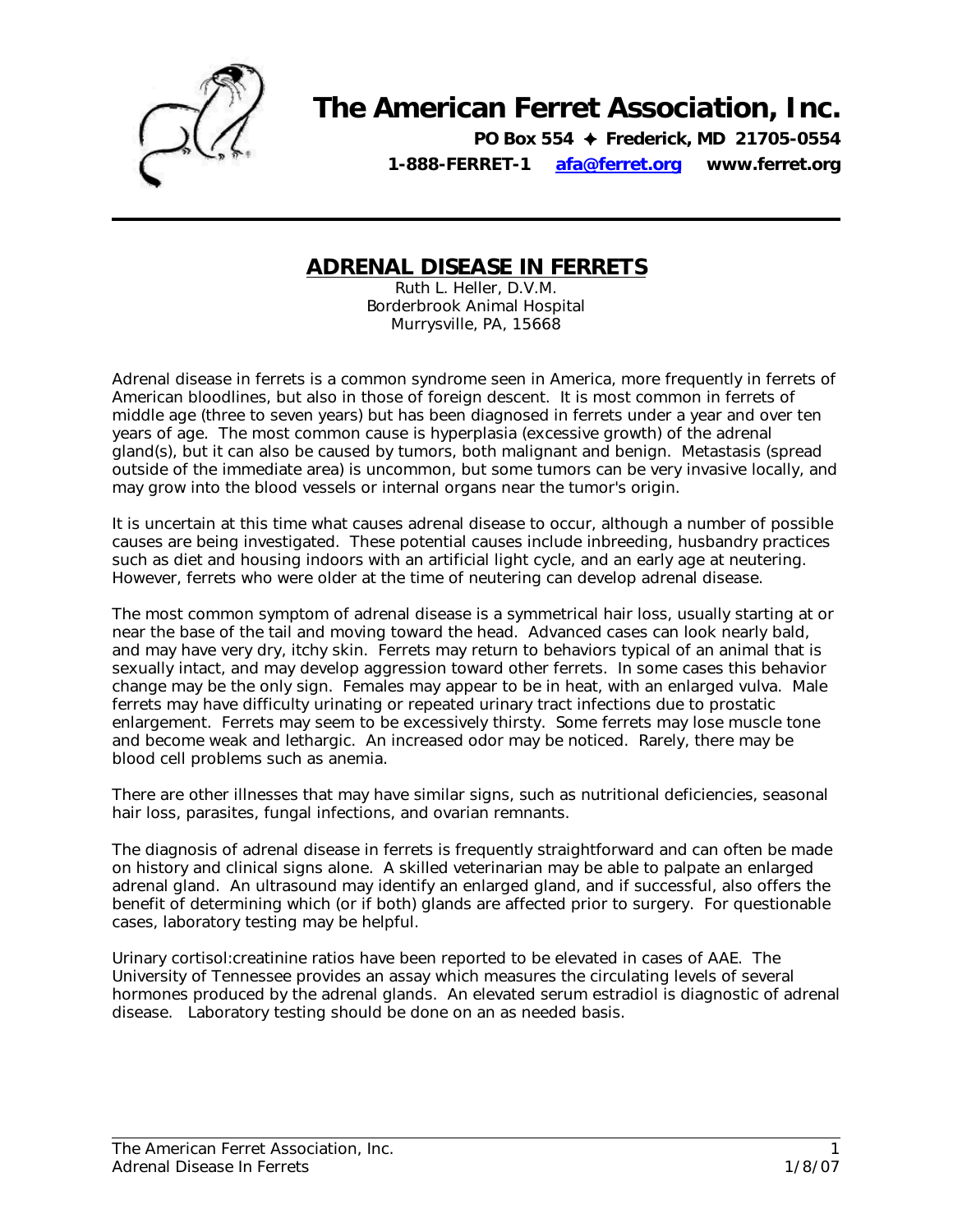# The American Ferret Association, Inc.

**PO Box 554 ✦ Frederick, MD 21705-0554**

**1-888-FERRET-1 [afa@ferret.org](mailto:afa@ferret.org) www.ferret.org**

---

## ADRENAL DISEASE IN FERRETS

Ruth L. Heller, D.V.M.
Borderbrook Animal Hospital
Murrysville, PA, 15668

Adrenal disease in ferrets is a common syndrome seen in America, more frequently in ferrets of American bloodlines, but also in those of foreign descent. It is most common in ferrets of middle age (three to seven years) but has been diagnosed in ferrets under a year and over ten years of age. The most common cause is hyperplasia (excessive growth) of the adrenal gland(s), but it can also be caused by tumors, both malignant and benign. Metastasis (spread outside of the immediate area) is uncommon, but some tumors can be very invasive locally, and may grow into the blood vessels or internal organs near the tumor's origin.

It is uncertain at this time what causes adrenal disease to occur, although a number of possible causes are being investigated. These potential causes include inbreeding, husbandry practices such as diet and housing indoors with an artificial light cycle, and an early age at neutering. However, ferrets who were older at the time of neutering can develop adrenal disease.

The most common symptom of adrenal disease is a symmetrical hair loss, usually starting at or near the base of the tail and moving toward the head. Advanced cases can look nearly bald, and may have very dry, itchy skin. Ferrets may return to behaviors typical of an animal that is sexually intact, and may develop aggression toward other ferrets. In some cases this behavior change may be the only sign. Females may appear to be in heat, with an enlarged vulva. Male ferrets may have difficulty urinating or repeated urinary tract infections due to prostatic enlargement. Ferrets may seem to be excessively thirsty. Some ferrets may lose muscle tone and become weak and lethargic. An increased odor may be noticed. Rarely, there may be blood cell problems such as anemia.

There are other illnesses that may have similar signs, such as nutritional deficiencies, seasonal hair loss, parasites, fungal infections, and ovarian remnants.

The diagnosis of adrenal disease in ferrets is frequently straightforward and can often be made on history and clinical signs alone. A skilled veterinarian may be able to palpate an enlarged adrenal gland. An ultrasound may identify an enlarged gland, and if successful, also offers the benefit of determining which (or if both) glands are affected prior to surgery. For questionable cases, laboratory testing may be helpful.

Urinary cortisol:creatinine ratios have been reported to be elevated in cases of AAE. The University of Tennessee provides an assay which measures the circulating levels of several hormones produced by the adrenal glands. An elevated serum estradiol is diagnostic of adrenal disease. Laboratory testing should be done on an as needed basis.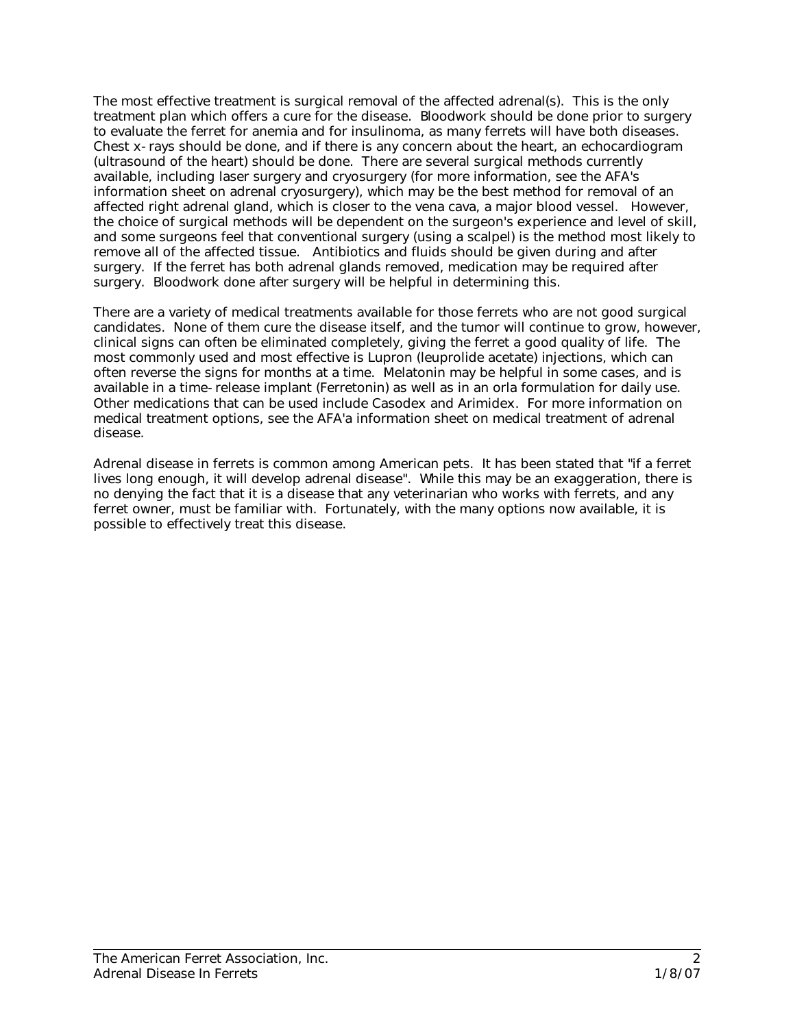The most effective treatment is surgical removal of the affected adrenal(s). This is the only treatment plan which offers a cure for the disease. Bloodwork should be done prior to surgery to evaluate the ferret for anemia and for insulinoma, as many ferrets will have both diseases. Chest x-rays should be done, and if there is any concern about the heart, an echocardiogram (ultrasound of the heart) should be done. There are several surgical methods currently available, including laser surgery and cryosurgery (for more information, see the AFA's information sheet on adrenal cryosurgery), which may be the best method for removal of an affected right adrenal gland, which is closer to the vena cava, a major blood vessel. However, the choice of surgical methods will be dependent on the surgeon's experience and level of skill, and some surgeons feel that conventional surgery (using a scalpel) is the method most likely to remove all of the affected tissue. Antibiotics and fluids should be given during and after surgery. If the ferret has both adrenal glands removed, medication may be required after surgery. Bloodwork done after surgery will be helpful in determining this.

There are a variety of medical treatments available for those ferrets who are not good surgical candidates. None of them cure the disease itself, and the tumor will continue to grow, however, clinical signs can often be eliminated completely, giving the ferret a good quality of life. The most commonly used and most effective is Lupron (leuprolide acetate) injections, which can often reverse the signs for months at a time. Melatonin may be helpful in some cases, and is available in a time-release implant (Ferretonin) as well as in an orla formulation for daily use. Other medications that can be used include Casodex and Arimidex. For more information on medical treatment options, see the AFA'a information sheet on medical treatment of adrenal disease.

Adrenal disease in ferrets is common among American pets. It has been stated that "if a ferret lives long enough, it will develop adrenal disease". While this may be an exaggeration, there is no denying the fact that it is a disease that any veterinarian who works with ferrets, and any ferret owner, must be familiar with. Fortunately, with the many options now available, it is possible to effectively treat this disease.